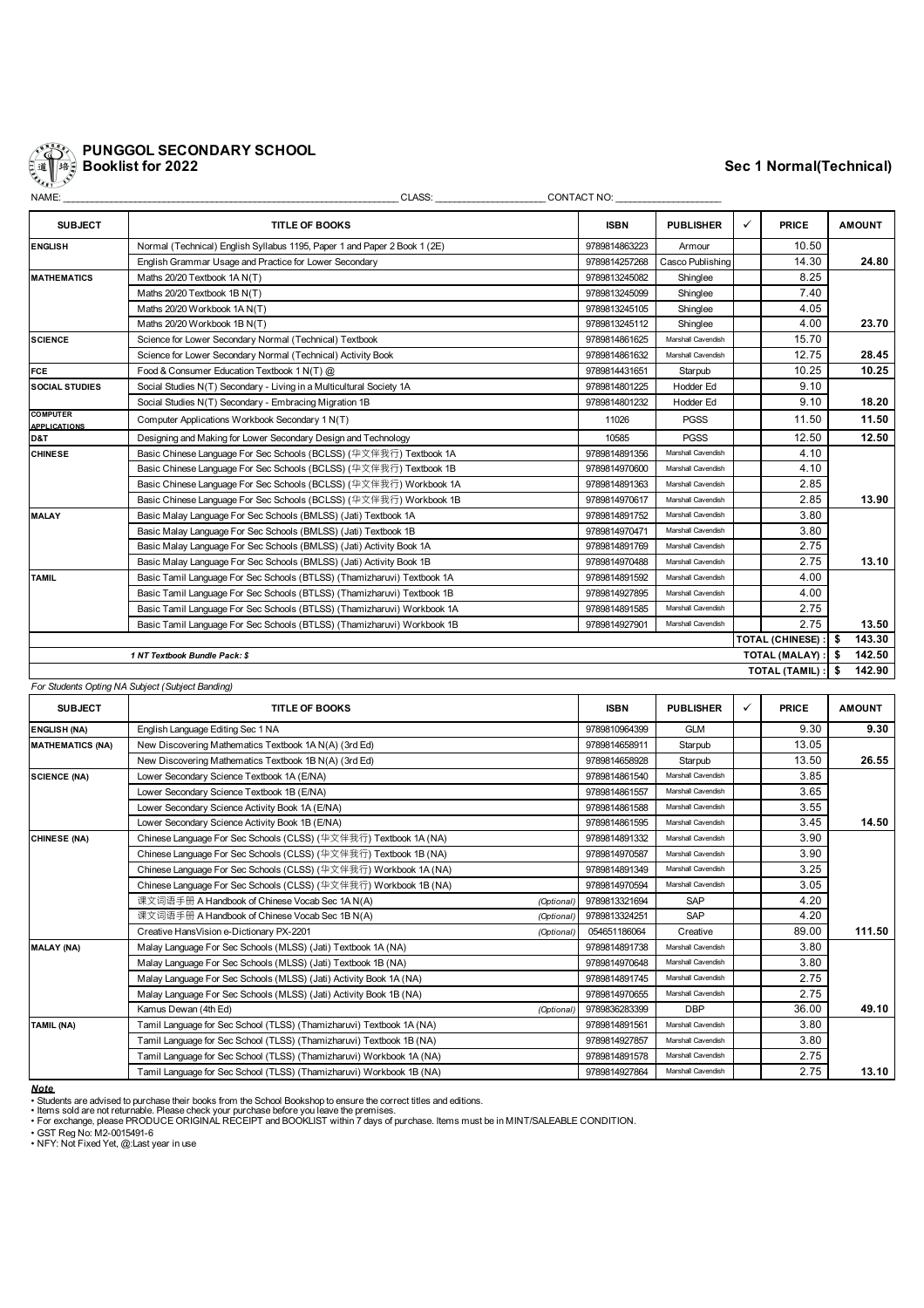# PUNGGOL SECONDARY SCHOOL
## Booklist for 2022

## Sec 1 Normal(Technical)

NAME: ______________________________ CLASS: ______________ CONTACT NO: ______________

| SUBJECT | TITLE OF BOOKS | ISBN | PUBLISHER | ✓ | PRICE | AMOUNT |
|---|---|---|---|---|---|---|
| ENGLISH | Normal (Technical) English Syllabus 1195, Paper 1 and Paper 2 Book 1 (2E) | 9789814863223 | Armour | | 10.50 | |
| | English Grammar Usage and Practice for Lower Secondary | 9789814257268 | Casco Publishing | | 14.30 | 24.80 |
| MATHEMATICS | Maths 20/20 Textbook 1A N(T) | 9789813245082 | Shinglee | | 8.25 | |
| | Maths 20/20 Textbook 1B N(T) | 9789813245099 | Shinglee | | 7.40 | |
| | Maths 20/20 Workbook 1A N(T) | 9789813245105 | Shinglee | | 4.05 | |
| | Maths 20/20 Workbook 1B N(T) | 9789813245112 | Shinglee | | 4.00 | 23.70 |
| SCIENCE | Science for Lower Secondary Normal (Technical) Textbook | 9789814861625 | Marshall Cavendish | | 15.70 | |
| | Science for Lower Secondary Normal (Technical) Activity Book | 9789814861632 | Marshall Cavendish | | 12.75 | 28.45 |
| FCE | Food & Consumer Education Textbook 1 N(T) @ | 9789814431651 | Starpub | | 10.25 | 10.25 |
| SOCIAL STUDIES | Social Studies N(T) Secondary - Living in a Multicultural Society 1A | 9789814801225 | Hodder Ed | | 9.10 | |
| | Social Studies N(T) Secondary - Embracing Migration 1B | 9789814801232 | Hodder Ed | | 9.10 | 18.20 |
| COMPUTER APPLICATIONS | Computer Applications Workbook Secondary 1 N(T) | 11026 | PGSS | | 11.50 | 11.50 |
| D&T | Designing and Making for Lower Secondary Design and Technology | 10585 | PGSS | | 12.50 | 12.50 |
| CHINESE | Basic Chinese Language For Sec Schools (BCLSS) (华文伴我行) Textbook 1A | 9789814891356 | Marshall Cavendish | | 4.10 | |
| | Basic Chinese Language For Sec Schools (BCLSS) (华文伴我行) Textbook 1B | 9789814970600 | Marshall Cavendish | | 4.10 | |
| | Basic Chinese Language For Sec Schools (BCLSS) (华文伴我行) Workbook 1A | 9789814891363 | Marshall Cavendish | | 2.85 | |
| | Basic Chinese Language For Sec Schools (BCLSS) (华文伴我行) Workbook 1B | 9789814970617 | Marshall Cavendish | | 2.85 | 13.90 |
| MALAY | Basic Malay Language For Sec Schools (BMLSS) (Jati) Textbook 1A | 9789814891752 | Marshall Cavendish | | 3.80 | |
| | Basic Malay Language For Sec Schools (BMLSS) (Jati) Textbook 1B | 9789814970471 | Marshall Cavendish | | 3.80 | |
| | Basic Malay Language For Sec Schools (BMLSS) (Jati) Activity Book 1A | 9789814891769 | Marshall Cavendish | | 2.75 | |
| | Basic Malay Language For Sec Schools (BMLSS) (Jati) Activity Book 1B | 9789814970488 | Marshall Cavendish | | 2.75 | 13.10 |
| TAMIL | Basic Tamil Language For Sec Schools (BTLSS) (Thamizharuvi) Textbook 1A | 9789814891592 | Marshall Cavendish | | 4.00 | |
| | Basic Tamil Language For Sec Schools (BTLSS) (Thamizharuvi) Textbook 1B | 9789814927895 | Marshall Cavendish | | 4.00 | |
| | Basic Tamil Language For Sec Schools (BTLSS) (Thamizharuvi) Workbook 1A | 9789814891585 | Marshall Cavendish | | 2.75 | |
| | Basic Tamil Language For Sec Schools (BTLSS) (Thamizharuvi) Workbook 1B | 9789814927901 | Marshall Cavendish | | 2.75 | 13.50 |
| | | | | | TOTAL (CHINESE) : | $ 143.30 |
| | *1 NT Textbook Bundle Pack: $* | | | | TOTAL (MALAY) : | $ 142.50 |
| | | | | | TOTAL (TAMIL) : | $ 142.90 |

*For Students Opting NA Subject (Subject Banding)*

| SUBJECT | TITLE OF BOOKS | ISBN | PUBLISHER | ✓ | PRICE | AMOUNT |
|---|---|---|---|---|---|---|
| ENGLISH (NA) | English Language Editing Sec 1 NA | 9789810964399 | GLM | | 9.30 | 9.30 |
| MATHEMATICS (NA) | New Discovering Mathematics Textbook 1A N(A) (3rd Ed) | 9789814658911 | Starpub | | 13.05 | |
| | New Discovering Mathematics Textbook 1B N(A) (3rd Ed) | 9789814658928 | Starpub | | 13.50 | 26.55 |
| SCIENCE (NA) | Lower Secondary Science Textbook 1A (E/NA) | 9789814861540 | Marshall Cavendish | | 3.85 | |
| | Lower Secondary Science Textbook 1B (E/NA) | 9789814861557 | Marshall Cavendish | | 3.65 | |
| | Lower Secondary Science Activity Book 1A (E/NA) | 9789814861588 | Marshall Cavendish | | 3.55 | |
| | Lower Secondary Science Activity Book 1B (E/NA) | 9789814861595 | Marshall Cavendish | | 3.45 | 14.50 |
| CHINESE (NA) | Chinese Language For Sec Schools (CLSS) (华文伴我行) Textbook 1A (NA) | 9789814891332 | Marshall Cavendish | | 3.90 | |
| | Chinese Language For Sec Schools (CLSS) (华文伴我行) Textbook 1B (NA) | 9789814970587 | Marshall Cavendish | | 3.90 | |
| | Chinese Language For Sec Schools (CLSS) (华文伴我行) Workbook 1A (NA) | 9789814891349 | Marshall Cavendish | | 3.25 | |
| | Chinese Language For Sec Schools (CLSS) (华文伴我行) Workbook 1B (NA) | 9789814970594 | Marshall Cavendish | | 3.05 | |
| | 课文词语手册 A Handbook of Chinese Vocab Sec 1A N(A) *(Optional)* | 9789813321694 | SAP | | 4.20 | |
| | 课文词语手册 A Handbook of Chinese Vocab Sec 1B N(A) *(Optional)* | 9789813324251 | SAP | | 4.20 | |
| | Creative HansVision e-Dictionary PX-2201 *(Optional)* | 054651186064 | Creative | | 89.00 | 111.50 |
| MALAY (NA) | Malay Language For Sec Schools (MLSS) (Jati) Textbook 1A (NA) | 9789814891738 | Marshall Cavendish | | 3.80 | |
| | Malay Language For Sec Schools (MLSS) (Jati) Textbook 1B (NA) | 9789814970648 | Marshall Cavendish | | 3.80 | |
| | Malay Language For Sec Schools (MLSS) (Jati) Activity Book 1A (NA) | 9789814891745 | Marshall Cavendish | | 2.75 | |
| | Malay Language For Sec Schools (MLSS) (Jati) Activity Book 1B (NA) | 9789814970655 | Marshall Cavendish | | 2.75 | |
| | Kamus Dewan (4th Ed) *(Optional)* | 9789836283399 | DBP | | 36.00 | 49.10 |
| TAMIL (NA) | Tamil Language for Sec School (TLSS) (Thamizharuvi) Textbook 1A (NA) | 9789814891561 | Marshall Cavendish | | 3.80 | |
| | Tamil Language for Sec School (TLSS) (Thamizharuvi) Textbook 1B (NA) | 9789814927857 | Marshall Cavendish | | 3.80 | |
| | Tamil Language for Sec School (TLSS) (Thamizharuvi) Workbook 1A (NA) | 9789814891578 | Marshall Cavendish | | 2.75 | |
| | Tamil Language for Sec School (TLSS) (Thamizharuvi) Workbook 1B (NA) | 9789814927864 | Marshall Cavendish | | 2.75 | 13.10 |

***Note***

- Students are advised to purchase their books from the School Bookshop to ensure the correct titles and editions.
- Items sold are not returnable. Please check your purchase before you leave the premises.
- For exchange, please PRODUCE ORIGINAL RECEIPT and BOOKLIST within 7 days of purchase. Items must be in MINT/SALEABLE CONDITION.
- GST Reg No: M2-0015491-6
- NFY: Not Fixed Yet, @:Last year in use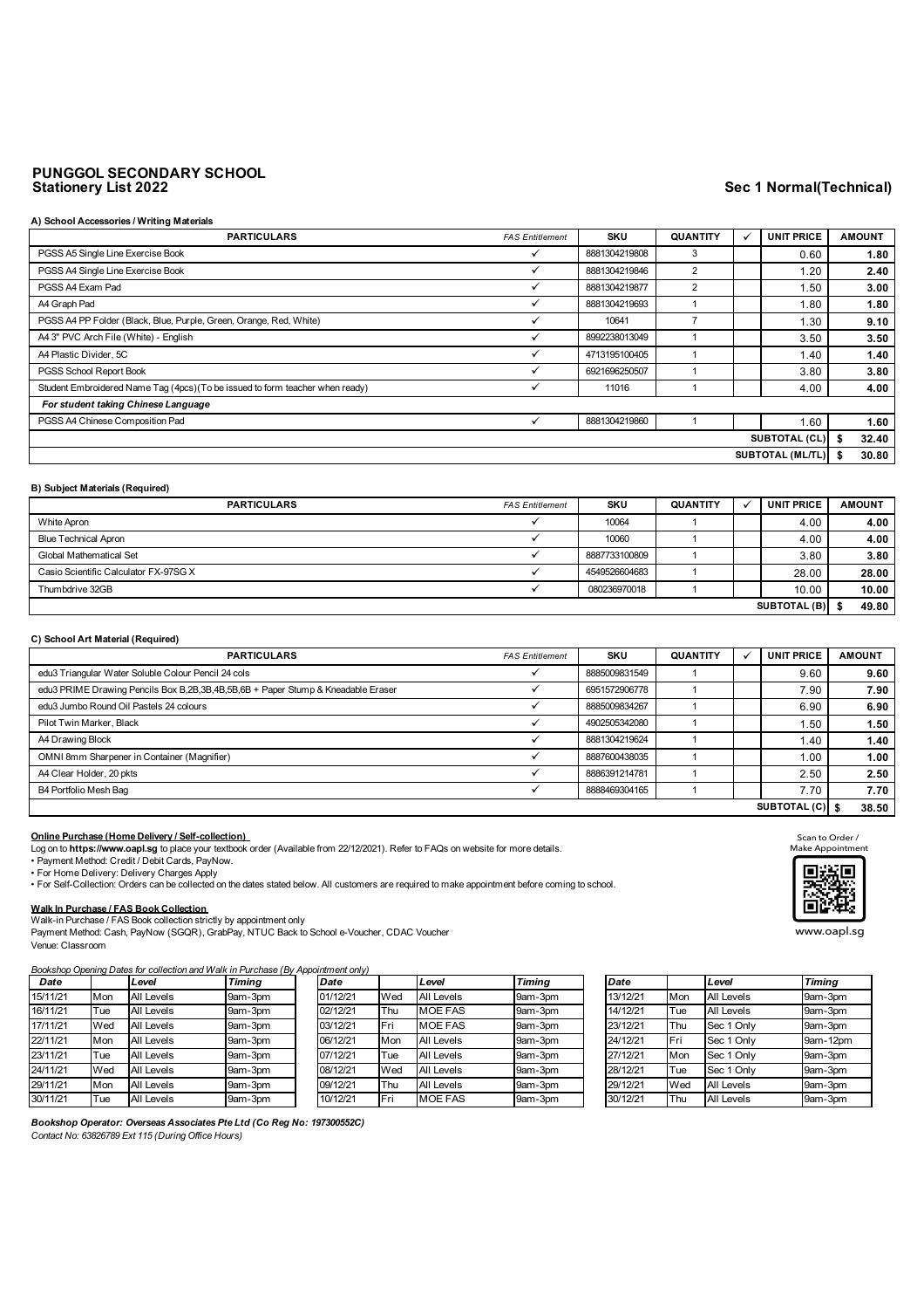# PUNGGOL SECONDARY SCHOOL
## Stationery List 2022

**Sec 1 Normal(Technical)**

### A) School Accessories / Writing Materials

| PARTICULARS | FAS Entitlement | SKU | QUANTITY | ✓ | UNIT PRICE | AMOUNT |
|---|---|---|---|---|---|---|
| PGSS A5 Single Line Exercise Book | ✓ | 8881304219808 | 3 | | 0.60 | 1.80 |
| PGSS A4 Single Line Exercise Book | ✓ | 8881304219846 | 2 | | 1.20 | 2.40 |
| PGSS A4 Exam Pad | ✓ | 8881304219877 | 2 | | 1.50 | 3.00 |
| A4 Graph Pad | ✓ | 8881304219693 | 1 | | 1.80 | 1.80 |
| PGSS A4 PP Folder (Black, Blue, Purple, Green, Orange, Red, White) | ✓ | 10641 | 7 | | 1.30 | 9.10 |
| A4 3" PVC Arch File (White) - English | ✓ | 8992238013049 | 1 | | 3.50 | 3.50 |
| A4 Plastic Divider, 5C | ✓ | 4713195100405 | 1 | | 1.40 | 1.40 |
| PGSS School Report Book | ✓ | 6921696250507 | 1 | | 3.80 | 3.80 |
| Student Embroidered Name Tag (4pcs)(To be issued to form teacher when ready) | ✓ | 11016 | 1 | | 4.00 | 4.00 |
| *For student taking Chinese Language* | | | | | | |
| PGSS A4 Chinese Composition Pad | ✓ | 8881304219860 | 1 | | 1.60 | 1.60 |
| | | | | | SUBTOTAL (CL) | $ 32.40 |
| | | | | | SUBTOTAL (ML/TL) | $ 30.80 |

### B) Subject Materials (Required)

| PARTICULARS | FAS Entitlement | SKU | QUANTITY | ✓ | UNIT PRICE | AMOUNT |
|---|---|---|---|---|---|---|
| White Apron | ✓ | 10064 | 1 | | 4.00 | 4.00 |
| Blue Technical Apron | ✓ | 10060 | 1 | | 4.00 | 4.00 |
| Global Mathematical Set | ✓ | 8887733100809 | 1 | | 3.80 | 3.80 |
| Casio Scientific Calculator FX-97SG X | ✓ | 4549526604683 | 1 | | 28.00 | 28.00 |
| Thumbdrive 32GB | ✓ | 080236970018 | 1 | | 10.00 | 10.00 |
| | | | | | SUBTOTAL (B) | $ 49.80 |

### C) School Art Material (Required)

| PARTICULARS | FAS Entitlement | SKU | QUANTITY | ✓ | UNIT PRICE | AMOUNT |
|---|---|---|---|---|---|---|
| edu3 Triangular Water Soluble Colour Pencil 24 cols | ✓ | 8885009831549 | 1 | | 9.60 | 9.60 |
| edu3 PRIME Drawing Pencils Box B,2B,3B,4B,5B,6B + Paper Stump & Kneadable Eraser | ✓ | 6951572906778 | 1 | | 7.90 | 7.90 |
| edu3 Jumbo Round Oil Pastels 24 colours | ✓ | 8885009834267 | 1 | | 6.90 | 6.90 |
| Pilot Twin Marker, Black | ✓ | 4902505342080 | 1 | | 1.50 | 1.50 |
| A4 Drawing Block | ✓ | 8881304219624 | 1 | | 1.40 | 1.40 |
| OMNI 8mm Sharpener in Container (Magnifier) | ✓ | 8887600438035 | 1 | | 1.00 | 1.00 |
| A4 Clear Holder, 20 pkts | ✓ | 8886391214781 | 1 | | 2.50 | 2.50 |
| B4 Portfolio Mesh Bag | ✓ | 8888469304165 | 1 | | 7.70 | 7.70 |
| | | | | | SUBTOTAL (C) | $ 38.50 |

**Online Purchase (Home Delivery / Self-collection)**

Log on to **https://www.oapl.sg** to place your textbook order (Available from 22/12/2021). Refer to FAQs on website for more details.

- Payment Method: Credit / Debit Cards, PayNow.
- For Home Delivery: Delivery Charges Apply
- For Self-Collection: Orders can be collected on the dates stated below. All customers are required to make appointment before coming to school.

Scan to Order / Make Appointment

www.oapl.sg

**Walk In Purchase / FAS Book Collection**

Walk-in Purchase / FAS Book collection strictly by appointment only

Payment Method: Cash, PayNow (SGQR), GrabPay, NTUC Back to School e-Voucher, CDAC Voucher

Venue: Classroom

*Bookshop Opening Dates for collection and Walk in Purchase (By Appointment only)*

| Date | | Level | Timing |
|---|---|---|---|
| 15/11/21 | Mon | All Levels | 9am-3pm |
| 16/11/21 | Tue | All Levels | 9am-3pm |
| 17/11/21 | Wed | All Levels | 9am-3pm |
| 22/11/21 | Mon | All Levels | 9am-3pm |
| 23/11/21 | Tue | All Levels | 9am-3pm |
| 24/11/21 | Wed | All Levels | 9am-3pm |
| 29/11/21 | Mon | All Levels | 9am-3pm |
| 30/11/21 | Tue | All Levels | 9am-3pm |

| Date | | Level | Timing |
|---|---|---|---|
| 01/12/21 | Wed | All Levels | 9am-3pm |
| 02/12/21 | Thu | MOE FAS | 9am-3pm |
| 03/12/21 | Fri | All Levels | 9am-3pm |
| 06/12/21 | Mon | All Levels | 9am-3pm |
| 07/12/21 | Tue | All Levels | 9am-3pm |
| 08/12/21 | Wed | All Levels | 9am-3pm |
| 09/12/21 | Thu | All Levels | 9am-3pm |
| 10/12/21 | Fri | MOE FAS | 9am-3pm |

| Date | | Level | Timing |
|---|---|---|---|
| 13/12/21 | Mon | All Levels | 9am-3pm |
| 14/12/21 | Tue | All Levels | 9am-3pm |
| 23/12/21 | Thu | Sec 1 Only | 9am-3pm |
| 24/12/21 | Fri | Sec 1 Only | 9am-12pm |
| 27/12/21 | Mon | Sec 1 Only | 9am-3pm |
| 28/12/21 | Tue | Sec 1 Only | 9am-3pm |
| 29/12/21 | Wed | All Levels | 9am-3pm |
| 30/12/21 | Thu | All Levels | 9am-3pm |

***Bookshop Operator: Overseas Associates Pte Ltd (Co Reg No: 197300552C)***

*Contact No: 63826789 Ext 115 (During Office Hours)*